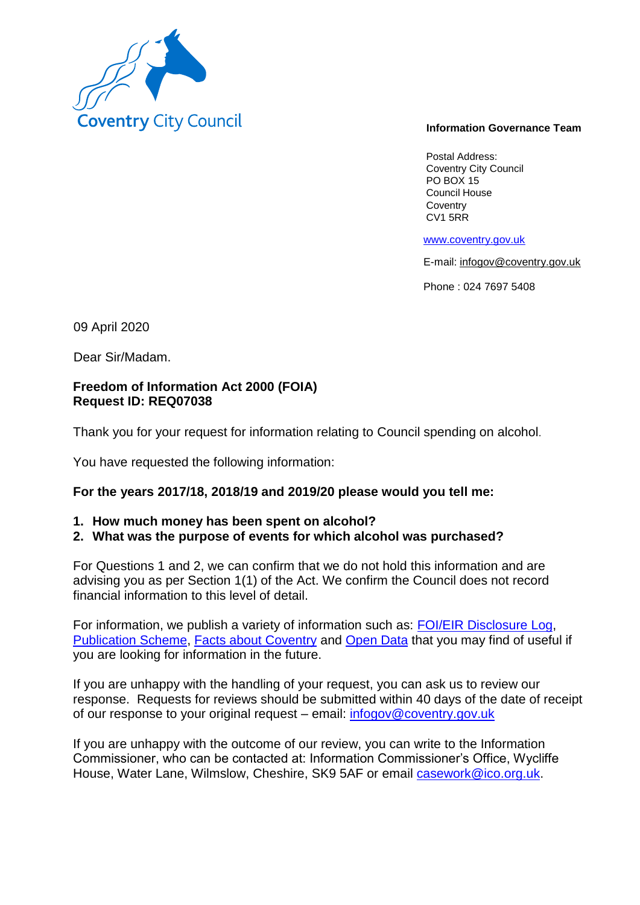Coventry City Council

**Information Governance Team**

Postal Address:
Coventry City Council
PO BOX 15
Council House
Coventry
CV1 5RR

www.coventry.gov.uk

E-mail: infogov@coventry.gov.uk

Phone : 024 7697 5408

09 April 2020

Dear Sir/Madam.

**Freedom of Information Act 2000 (FOIA)**
**Request ID: REQ07038**

Thank you for your request for information relating to Council spending on alcohol.

You have requested the following information:

**For the years 2017/18, 2018/19 and 2019/20 please would you tell me:**

1. **How much money has been spent on alcohol?**
2. **What was the purpose of events for which alcohol was purchased?**

For Questions 1 and 2, we can confirm that we do not hold this information and are advising you as per Section 1(1) of the Act. We confirm the Council does not record financial information to this level of detail.

For information, we publish a variety of information such as: FOI/EIR Disclosure Log, Publication Scheme, Facts about Coventry and Open Data that you may find of useful if you are looking for information in the future.

If you are unhappy with the handling of your request, you can ask us to review our response. Requests for reviews should be submitted within 40 days of the date of receipt of our response to your original request – email: infogov@coventry.gov.uk

If you are unhappy with the outcome of our review, you can write to the Information Commissioner, who can be contacted at: Information Commissioner's Office, Wycliffe House, Water Lane, Wilmslow, Cheshire, SK9 5AF or email casework@ico.org.uk.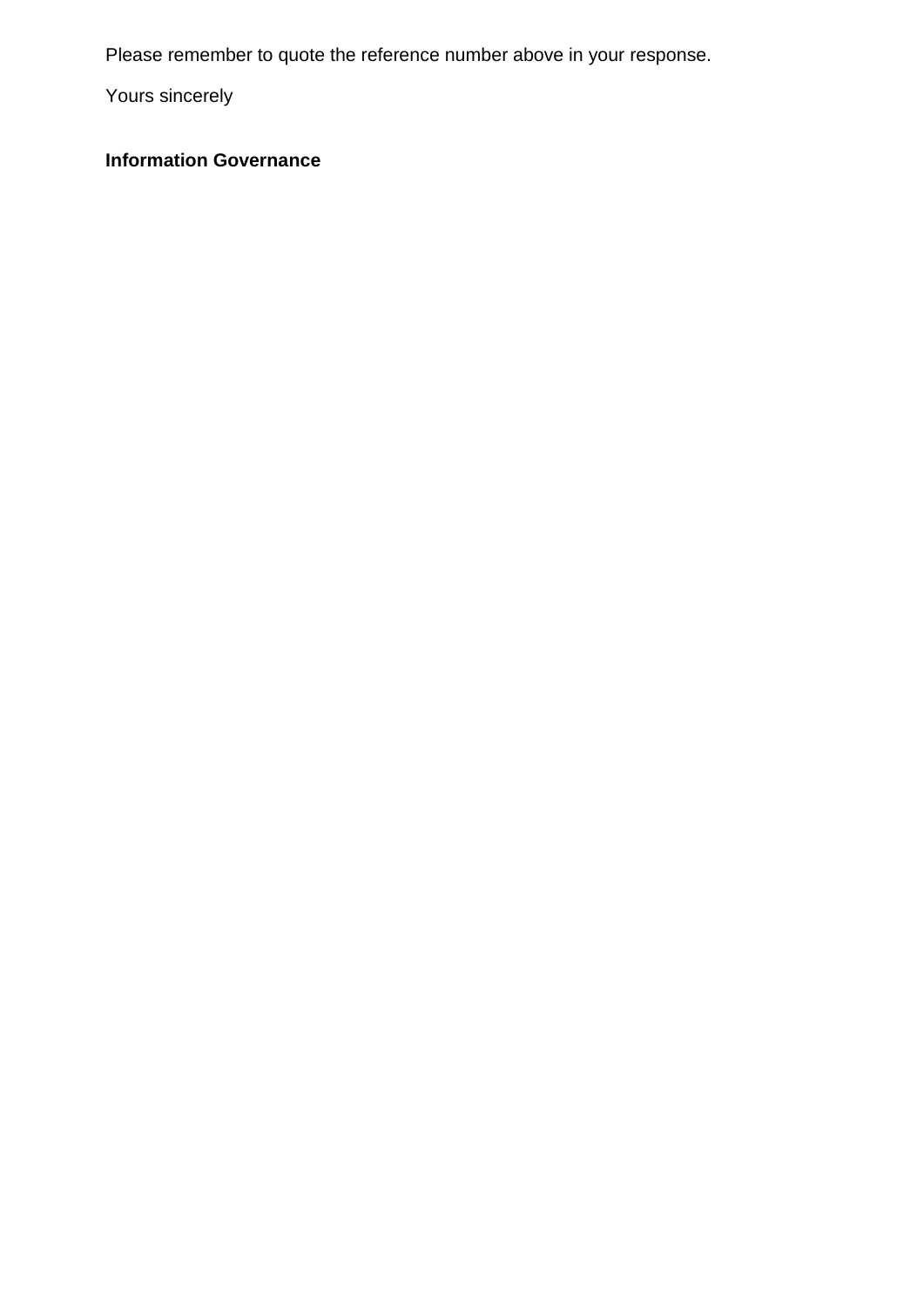Please remember to quote the reference number above in your response.

Yours sincerely

**Information Governance**